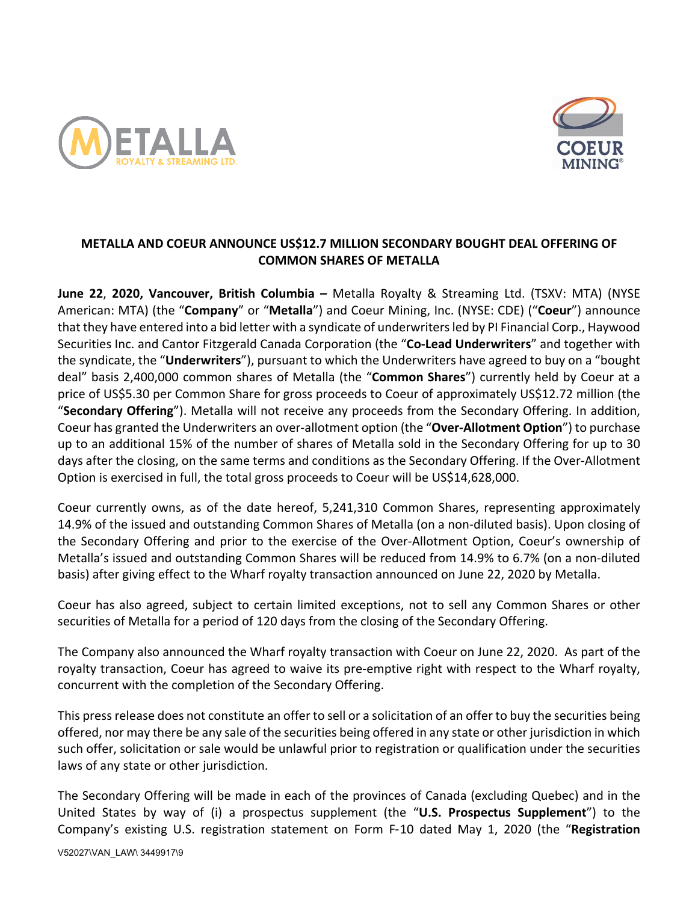# METALLA AND COEUR ANNOUNCE US$12.7 MILLION SECONDARY BOUGHT DEAL OFFERING OF COMMON SHARES OF METALLA

**June 22**, **2020, Vancouver, British Columbia –** Metalla Royalty & Streaming Ltd. (TSXV: MTA) (NYSE American: MTA) (the "**Company**" or "**Metalla**") and Coeur Mining, Inc. (NYSE: CDE) ("**Coeur**") announce that they have entered into a bid letter with a syndicate of underwriters led by PI Financial Corp., Haywood Securities Inc. and Cantor Fitzgerald Canada Corporation (the "**Co-Lead Underwriters**" and together with the syndicate, the "**Underwriters**"), pursuant to which the Underwriters have agreed to buy on a "bought deal" basis 2,400,000 common shares of Metalla (the "**Common Shares**") currently held by Coeur at a price of US$5.30 per Common Share for gross proceeds to Coeur of approximately US$12.72 million (the "**Secondary Offering**"). Metalla will not receive any proceeds from the Secondary Offering. In addition, Coeur has granted the Underwriters an over-allotment option (the "**Over-Allotment Option**") to purchase up to an additional 15% of the number of shares of Metalla sold in the Secondary Offering for up to 30 days after the closing, on the same terms and conditions as the Secondary Offering. If the Over-Allotment Option is exercised in full, the total gross proceeds to Coeur will be US$14,628,000.

Coeur currently owns, as of the date hereof, 5,241,310 Common Shares, representing approximately 14.9% of the issued and outstanding Common Shares of Metalla (on a non-diluted basis). Upon closing of the Secondary Offering and prior to the exercise of the Over-Allotment Option, Coeur's ownership of Metalla's issued and outstanding Common Shares will be reduced from 14.9% to 6.7% (on a non-diluted basis) after giving effect to the Wharf royalty transaction announced on June 22, 2020 by Metalla.

Coeur has also agreed, subject to certain limited exceptions, not to sell any Common Shares or other securities of Metalla for a period of 120 days from the closing of the Secondary Offering.

The Company also announced the Wharf royalty transaction with Coeur on June 22, 2020. As part of the royalty transaction, Coeur has agreed to waive its pre-emptive right with respect to the Wharf royalty, concurrent with the completion of the Secondary Offering.

This press release does not constitute an offer to sell or a solicitation of an offer to buy the securities being offered, nor may there be any sale of the securities being offered in any state or other jurisdiction in which such offer, solicitation or sale would be unlawful prior to registration or qualification under the securities laws of any state or other jurisdiction.

The Secondary Offering will be made in each of the provinces of Canada (excluding Quebec) and in the United States by way of (i) a prospectus supplement (the "**U.S. Prospectus Supplement**") to the Company's existing U.S. registration statement on Form F-10 dated May 1, 2020 (the "**Registration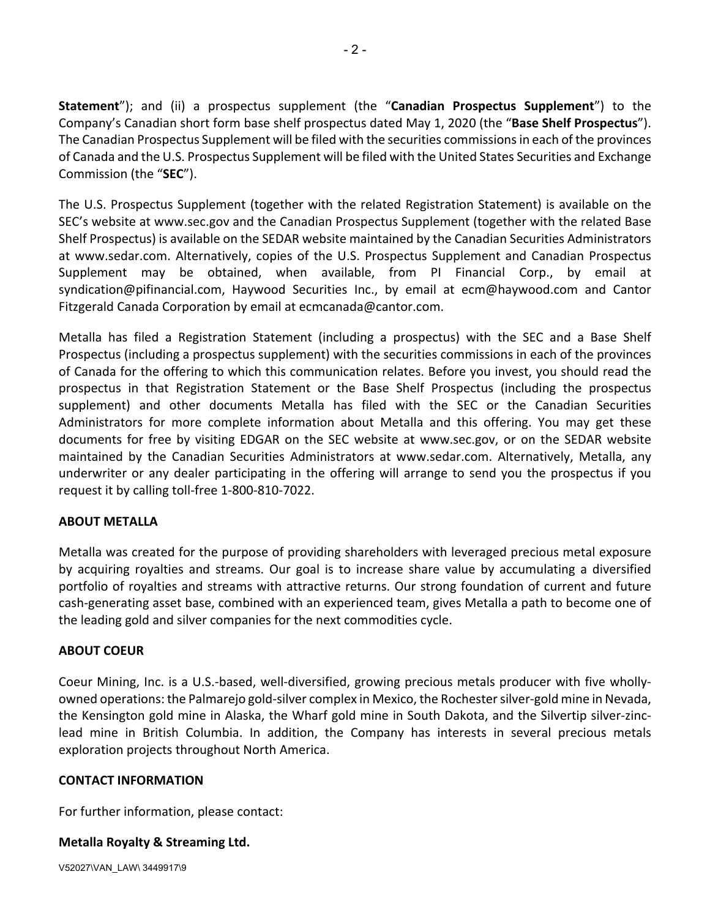**Statement**"); and (ii) a prospectus supplement (the "**Canadian Prospectus Supplement**") to the Company's Canadian short form base shelf prospectus dated May 1, 2020 (the "**Base Shelf Prospectus**"). The Canadian Prospectus Supplement will be filed with the securities commissions in each of the provinces of Canada and the U.S. Prospectus Supplement will be filed with the United States Securities and Exchange Commission (the "**SEC**").

The U.S. Prospectus Supplement (together with the related Registration Statement) is available on the SEC's website at www.sec.gov and the Canadian Prospectus Supplement (together with the related Base Shelf Prospectus) is available on the SEDAR website maintained by the Canadian Securities Administrators at www.sedar.com. Alternatively, copies of the U.S. Prospectus Supplement and Canadian Prospectus Supplement may be obtained, when available, from PI Financial Corp., by email at syndication@pifinancial.com, Haywood Securities Inc., by email at ecm@haywood.com and Cantor Fitzgerald Canada Corporation by email at ecmcanada@cantor.com.

Metalla has filed a Registration Statement (including a prospectus) with the SEC and a Base Shelf Prospectus (including a prospectus supplement) with the securities commissions in each of the provinces of Canada for the offering to which this communication relates. Before you invest, you should read the prospectus in that Registration Statement or the Base Shelf Prospectus (including the prospectus supplement) and other documents Metalla has filed with the SEC or the Canadian Securities Administrators for more complete information about Metalla and this offering. You may get these documents for free by visiting EDGAR on the SEC website at www.sec.gov, or on the SEDAR website maintained by the Canadian Securities Administrators at www.sedar.com. Alternatively, Metalla, any underwriter or any dealer participating in the offering will arrange to send you the prospectus if you request it by calling toll-free 1-800-810-7022.

**ABOUT METALLA**

Metalla was created for the purpose of providing shareholders with leveraged precious metal exposure by acquiring royalties and streams. Our goal is to increase share value by accumulating a diversified portfolio of royalties and streams with attractive returns. Our strong foundation of current and future cash-generating asset base, combined with an experienced team, gives Metalla a path to become one of the leading gold and silver companies for the next commodities cycle.

**ABOUT COEUR**

Coeur Mining, Inc. is a U.S.-based, well-diversified, growing precious metals producer with five wholly-owned operations: the Palmarejo gold-silver complex in Mexico, the Rochester silver-gold mine in Nevada, the Kensington gold mine in Alaska, the Wharf gold mine in South Dakota, and the Silvertip silver-zinc-lead mine in British Columbia. In addition, the Company has interests in several precious metals exploration projects throughout North America.

**CONTACT INFORMATION**

For further information, please contact:

**Metalla Royalty & Streaming Ltd.**

V52027\VAN_LAW\ 3449917\9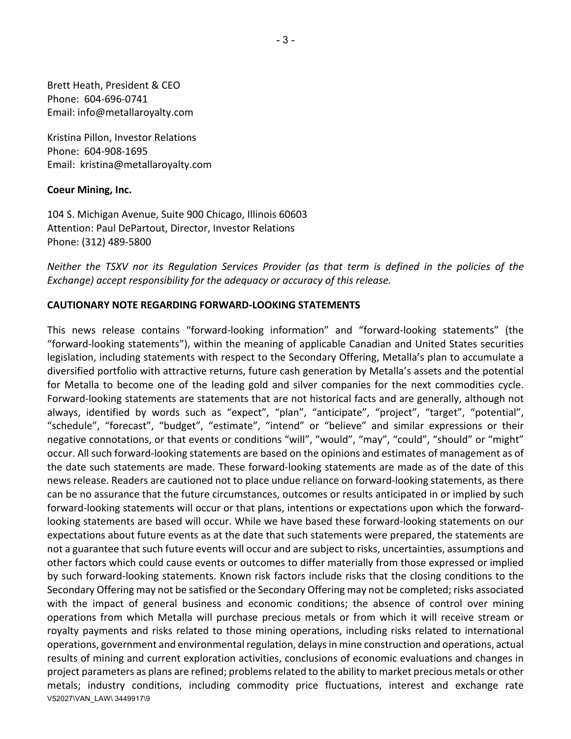Brett Heath, President & CEO
Phone: 604-696-0741
Email: info@metallaroyalty.com

Kristina Pillon, Investor Relations
Phone: 604-908-1695
Email: kristina@metallaroyalty.com

**Coeur Mining, Inc.**

104 S. Michigan Avenue, Suite 900 Chicago, Illinois 60603
Attention: Paul DePartout, Director, Investor Relations
Phone: (312) 489-5800

*Neither the TSXV nor its Regulation Services Provider (as that term is defined in the policies of the Exchange) accept responsibility for the adequacy or accuracy of this release.*

**CAUTIONARY NOTE REGARDING FORWARD-LOOKING STATEMENTS**

This news release contains "forward-looking information" and "forward-looking statements" (the "forward-looking statements"), within the meaning of applicable Canadian and United States securities legislation, including statements with respect to the Secondary Offering, Metalla's plan to accumulate a diversified portfolio with attractive returns, future cash generation by Metalla's assets and the potential for Metalla to become one of the leading gold and silver companies for the next commodities cycle. Forward-looking statements are statements that are not historical facts and are generally, although not always, identified by words such as "expect", "plan", "anticipate", "project", "target", "potential", "schedule", "forecast", "budget", "estimate", "intend" or "believe" and similar expressions or their negative connotations, or that events or conditions "will", "would", "may", "could", "should" or "might" occur. All such forward-looking statements are based on the opinions and estimates of management as of the date such statements are made. These forward-looking statements are made as of the date of this news release. Readers are cautioned not to place undue reliance on forward-looking statements, as there can be no assurance that the future circumstances, outcomes or results anticipated in or implied by such forward-looking statements will occur or that plans, intentions or expectations upon which the forward-looking statements are based will occur. While we have based these forward-looking statements on our expectations about future events as at the date that such statements were prepared, the statements are not a guarantee that such future events will occur and are subject to risks, uncertainties, assumptions and other factors which could cause events or outcomes to differ materially from those expressed or implied by such forward-looking statements. Known risk factors include risks that the closing conditions to the Secondary Offering may not be satisfied or the Secondary Offering may not be completed; risks associated with the impact of general business and economic conditions; the absence of control over mining operations from which Metalla will purchase precious metals or from which it will receive stream or royalty payments and risks related to those mining operations, including risks related to international operations, government and environmental regulation, delays in mine construction and operations, actual results of mining and current exploration activities, conclusions of economic evaluations and changes in project parameters as plans are refined; problems related to the ability to market precious metals or other metals; industry conditions, including commodity price fluctuations, interest and exchange rate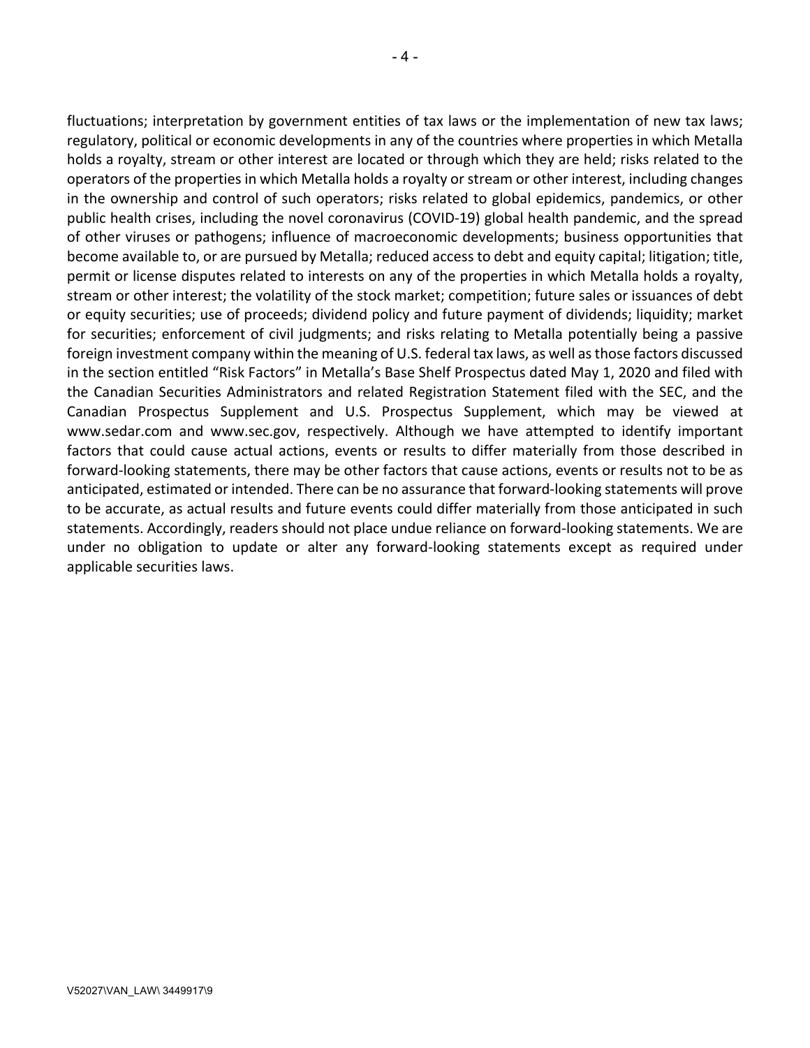fluctuations; interpretation by government entities of tax laws or the implementation of new tax laws; regulatory, political or economic developments in any of the countries where properties in which Metalla holds a royalty, stream or other interest are located or through which they are held; risks related to the operators of the properties in which Metalla holds a royalty or stream or other interest, including changes in the ownership and control of such operators; risks related to global epidemics, pandemics, or other public health crises, including the novel coronavirus (COVID-19) global health pandemic, and the spread of other viruses or pathogens; influence of macroeconomic developments; business opportunities that become available to, or are pursued by Metalla; reduced access to debt and equity capital; litigation; title, permit or license disputes related to interests on any of the properties in which Metalla holds a royalty, stream or other interest; the volatility of the stock market; competition; future sales or issuances of debt or equity securities; use of proceeds; dividend policy and future payment of dividends; liquidity; market for securities; enforcement of civil judgments; and risks relating to Metalla potentially being a passive foreign investment company within the meaning of U.S. federal tax laws, as well as those factors discussed in the section entitled "Risk Factors" in Metalla's Base Shelf Prospectus dated May 1, 2020 and filed with the Canadian Securities Administrators and related Registration Statement filed with the SEC, and the Canadian Prospectus Supplement and U.S. Prospectus Supplement, which may be viewed at www.sedar.com and www.sec.gov, respectively. Although we have attempted to identify important factors that could cause actual actions, events or results to differ materially from those described in forward-looking statements, there may be other factors that cause actions, events or results not to be as anticipated, estimated or intended. There can be no assurance that forward-looking statements will prove to be accurate, as actual results and future events could differ materially from those anticipated in such statements. Accordingly, readers should not place undue reliance on forward-looking statements. We are under no obligation to update or alter any forward-looking statements except as required under applicable securities laws.